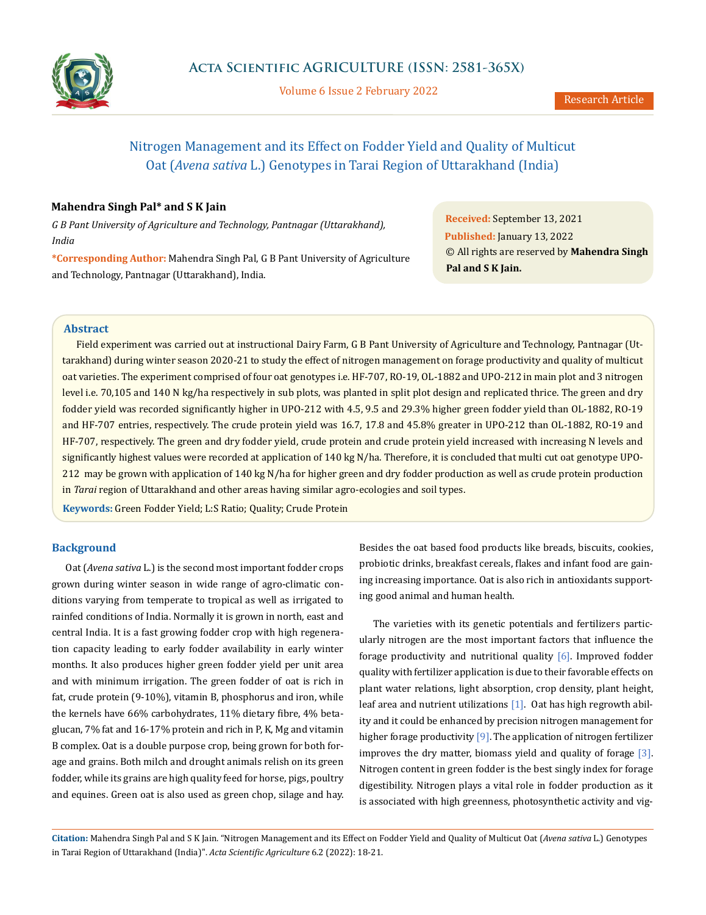# Nitrogen Management and its Effect on Fodder Yield and Quality of Multicut Oat (*Avena sativa* L.) Genotypes in Tarai Region of Uttarakhand (India)

**Mahendra Singh Pal\* and S K Jain**

*G B Pant University of Agriculture and Technology, Pantnagar (Uttarakhand), India*

**\*Corresponding Author:** Mahendra Singh Pal, G B Pant University of Agriculture and Technology, Pantnagar (Uttarakhand), India.

**Received:** September 13, 2021

**Published:** January 13, 2022

© All rights are reserved by **Mahendra Singh Pal and S K Jain.**

## Abstract

Field experiment was carried out at instructional Dairy Farm, G B Pant University of Agriculture and Technology, Pantnagar (Uttarakhand) during winter season 2020-21 to study the effect of nitrogen management on forage productivity and quality of multicut oat varieties. The experiment comprised of four oat genotypes i.e. HF-707, RO-19, OL-1882 and UPO-212 in main plot and 3 nitrogen level i.e. 70,105 and 140 N kg/ha respectively in sub plots, was planted in split plot design and replicated thrice. The green and dry fodder yield was recorded significantly higher in UPO-212 with 4.5, 9.5 and 29.3% higher green fodder yield than OL-1882, RO-19 and HF-707 entries, respectively. The crude protein yield was 16.7, 17.8 and 45.8% greater in UPO-212 than OL-1882, RO-19 and HF-707, respectively. The green and dry fodder yield, crude protein and crude protein yield increased with increasing N levels and significantly highest values were recorded at application of 140 kg N/ha. Therefore, it is concluded that multi cut oat genotype UPO-212 may be grown with application of 140 kg N/ha for higher green and dry fodder production as well as crude protein production in *Tarai* region of Uttarakhand and other areas having similar agro-ecologies and soil types.

**Keywords:** Green Fodder Yield; L:S Ratio; Quality; Crude Protein

## Background

Oat (*Avena sativa* L.) is the second most important fodder crops grown during winter season in wide range of agro-climatic conditions varying from temperate to tropical as well as irrigated to rainfed conditions of India. Normally it is grown in north, east and central India. It is a fast growing fodder crop with high regeneration capacity leading to early fodder availability in early winter months. It also produces higher green fodder yield per unit area and with minimum irrigation. The green fodder of oat is rich in fat, crude protein (9-10%), vitamin B, phosphorus and iron, while the kernels have 66% carbohydrates, 11% dietary fibre, 4% beta-glucan, 7% fat and 16-17% protein and rich in P, K, Mg and vitamin B complex. Oat is a double purpose crop, being grown for both forage and grains. Both milch and drought animals relish on its green fodder, while its grains are high quality feed for horse, pigs, poultry and equines. Green oat is also used as green chop, silage and hay. Besides the oat based food products like breads, biscuits, cookies, probiotic drinks, breakfast cereals, flakes and infant food are gaining increasing importance. Oat is also rich in antioxidants supporting good animal and human health.

The varieties with its genetic potentials and fertilizers particularly nitrogen are the most important factors that influence the forage productivity and nutritional quality [6]. Improved fodder quality with fertilizer application is due to their favorable effects on plant water relations, light absorption, crop density, plant height, leaf area and nutrient utilizations [1]. Oat has high regrowth ability and it could be enhanced by precision nitrogen management for higher forage productivity [9]. The application of nitrogen fertilizer improves the dry matter, biomass yield and quality of forage [3]. Nitrogen content in green fodder is the best singly index for forage digestibility. Nitrogen plays a vital role in fodder production as it is associated with high greenness, photosynthetic activity and vig-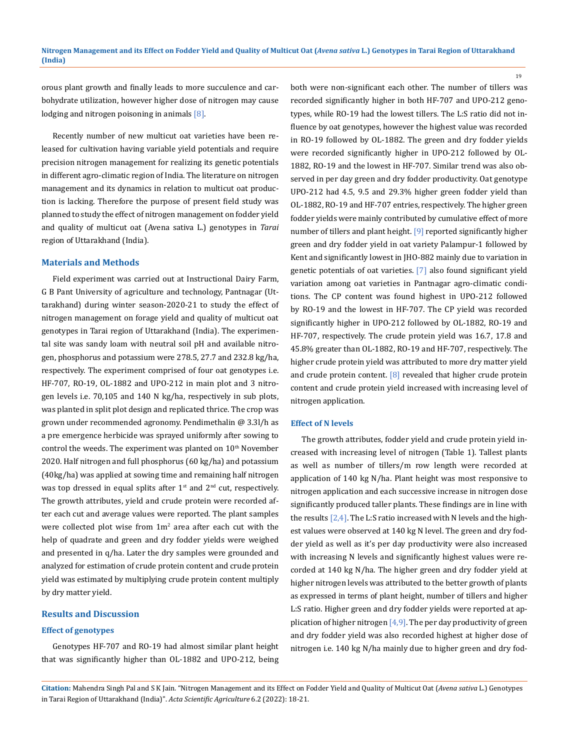orous plant growth and finally leads to more succulence and carbohydrate utilization, however higher dose of nitrogen may cause lodging and nitrogen poisoning in animals [8].

Recently number of new multicut oat varieties have been released for cultivation having variable yield potentials and require precision nitrogen management for realizing its genetic potentials in different agro-climatic region of India. The literature on nitrogen management and its dynamics in relation to multicut oat production is lacking. Therefore the purpose of present field study was planned to study the effect of nitrogen management on fodder yield and quality of multicut oat (Avena sativa L.) genotypes in *Tarai* region of Uttarakhand (India).

## Materials and Methods

Field experiment was carried out at Instructional Dairy Farm, G B Pant University of agriculture and technology, Pantnagar (Uttarakhand) during winter season-2020-21 to study the effect of nitrogen management on forage yield and quality of multicut oat genotypes in Tarai region of Uttarakhand (India). The experimental site was sandy loam with neutral soil pH and available nitrogen, phosphorus and potassium were 278.5, 27.7 and 232.8 kg/ha, respectively. The experiment comprised of four oat genotypes i.e. HF-707, RO-19, OL-1882 and UPO-212 in main plot and 3 nitrogen levels i.e. 70,105 and 140 N kg/ha, respectively in sub plots, was planted in split plot design and replicated thrice. The crop was grown under recommended agronomy. Pendimethalin @ 3.3l/h as a pre emergence herbicide was sprayed uniformly after sowing to control the weeds. The experiment was planted on 10th November 2020. Half nitrogen and full phosphorus (60 kg/ha) and potassium (40kg/ha) was applied at sowing time and remaining half nitrogen was top dressed in equal splits after 1st and 2nd cut, respectively. The growth attributes, yield and crude protein were recorded after each cut and average values were reported. The plant samples were collected plot wise from 1m$^2$ area after each cut with the help of quadrate and green and dry fodder yields were weighed and presented in q/ha. Later the dry samples were grounded and analyzed for estimation of crude protein content and crude protein yield was estimated by multiplying crude protein content multiply by dry matter yield.

## Results and Discussion

### Effect of genotypes

Genotypes HF-707 and RO-19 had almost similar plant height that was significantly higher than OL-1882 and UPO-212, being both were non-significant each other. The number of tillers was recorded significantly higher in both HF-707 and UPO-212 genotypes, while RO-19 had the lowest tillers. The L:S ratio did not influence by oat genotypes, however the highest value was recorded in RO-19 followed by OL-1882. The green and dry fodder yields were recorded significantly higher in UPO-212 followed by OL-1882, RO-19 and the lowest in HF-707. Similar trend was also observed in per day green and dry fodder productivity. Oat genotype UPO-212 had 4.5, 9.5 and 29.3% higher green fodder yield than OL-1882, RO-19 and HF-707 entries, respectively. The higher green fodder yields were mainly contributed by cumulative effect of more number of tillers and plant height. [9] reported significantly higher green and dry fodder yield in oat variety Palampur-1 followed by Kent and significantly lowest in JHO-882 mainly due to variation in genetic potentials of oat varieties. [7] also found significant yield variation among oat varieties in Pantnagar agro-climatic conditions. The CP content was found highest in UPO-212 followed by RO-19 and the lowest in HF-707. The CP yield was recorded significantly higher in UPO-212 followed by OL-1882, RO-19 and HF-707, respectively. The crude protein yield was 16.7, 17.8 and 45.8% greater than OL-1882, RO-19 and HF-707, respectively. The higher crude protein yield was attributed to more dry matter yield and crude protein content. [8] revealed that higher crude protein content and crude protein yield increased with increasing level of nitrogen application.

### Effect of N levels

The growth attributes, fodder yield and crude protein yield increased with increasing level of nitrogen (Table 1). Tallest plants as well as number of tillers/m row length were recorded at application of 140 kg N/ha. Plant height was most responsive to nitrogen application and each successive increase in nitrogen dose significantly produced taller plants. These findings are in line with the results [2,4]. The L:S ratio increased with N levels and the highest values were observed at 140 kg N level. The green and dry fodder yield as well as it's per day productivity were also increased with increasing N levels and significantly highest values were recorded at 140 kg N/ha. The higher green and dry fodder yield at higher nitrogen levels was attributed to the better growth of plants as expressed in terms of plant height, number of tillers and higher L:S ratio. Higher green and dry fodder yields were reported at application of higher nitrogen [4,9]. The per day productivity of green and dry fodder yield was also recorded highest at higher dose of nitrogen i.e. 140 kg N/ha mainly due to higher green and dry fod-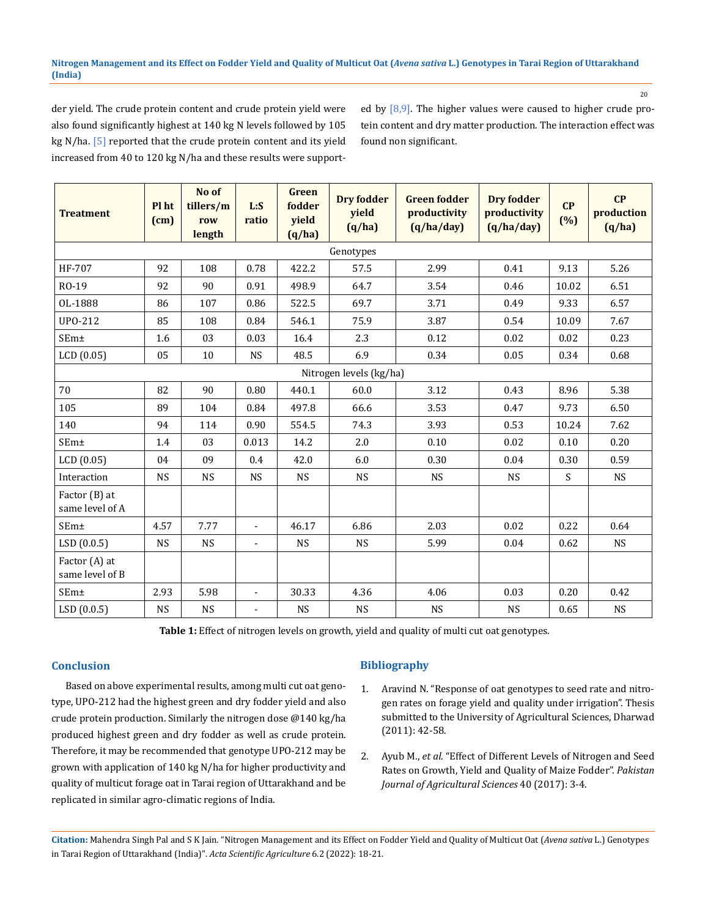der yield. The crude protein content and crude protein yield were also found significantly highest at 140 kg N levels followed by 105 kg N/ha. [5] reported that the crude protein content and its yield increased from 40 to 120 kg N/ha and these results were supported by [8,9]. The higher values were caused to higher crude protein content and dry matter production. The interaction effect was found non significant.

| Treatment | Pl ht (cm) | No of tillers/m row length | L:S ratio | Green fodder yield (q/ha) | Dry fodder yield (q/ha) | Green fodder productivity (q/ha/day) | Dry fodder productivity (q/ha/day) | CP (%) | CP production (q/ha) |
|---|---|---|---|---|---|---|---|---|---|
| Genotypes | | | | | | | | | |
| HF-707 | 92 | 108 | 0.78 | 422.2 | 57.5 | 2.99 | 0.41 | 9.13 | 5.26 |
| RO-19 | 92 | 90 | 0.91 | 498.9 | 64.7 | 3.54 | 0.46 | 10.02 | 6.51 |
| OL-1888 | 86 | 107 | 0.86 | 522.5 | 69.7 | 3.71 | 0.49 | 9.33 | 6.57 |
| UPO-212 | 85 | 108 | 0.84 | 546.1 | 75.9 | 3.87 | 0.54 | 10.09 | 7.67 |
| SEm± | 1.6 | 03 | 0.03 | 16.4 | 2.3 | 0.12 | 0.02 | 0.02 | 0.23 |
| LCD (0.05) | 05 | 10 | NS | 48.5 | 6.9 | 0.34 | 0.05 | 0.34 | 0.68 |
| Nitrogen levels (kg/ha) | | | | | | | | | |
| 70 | 82 | 90 | 0.80 | 440.1 | 60.0 | 3.12 | 0.43 | 8.96 | 5.38 |
| 105 | 89 | 104 | 0.84 | 497.8 | 66.6 | 3.53 | 0.47 | 9.73 | 6.50 |
| 140 | 94 | 114 | 0.90 | 554.5 | 74.3 | 3.93 | 0.53 | 10.24 | 7.62 |
| SEm± | 1.4 | 03 | 0.013 | 14.2 | 2.0 | 0.10 | 0.02 | 0.10 | 0.20 |
| LCD (0.05) | 04 | 09 | 0.4 | 42.0 | 6.0 | 0.30 | 0.04 | 0.30 | 0.59 |
| Interaction | NS | NS | NS | NS | NS | NS | NS | S | NS |
| Factor (B) at same level of A | | | | | | | | | |
| SEm± | 4.57 | 7.77 | - | 46.17 | 6.86 | 2.03 | 0.02 | 0.22 | 0.64 |
| LSD (0.0.5) | NS | NS | - | NS | NS | 5.99 | 0.04 | 0.62 | NS |
| Factor (A) at same level of B | | | | | | | | | |
| SEm± | 2.93 | 5.98 | - | 30.33 | 4.36 | 4.06 | 0.03 | 0.20 | 0.42 |
| LSD (0.0.5) | NS | NS | - | NS | NS | NS | NS | 0.65 | NS |

**Table 1:** Effect of nitrogen levels on growth, yield and quality of multi cut oat genotypes.

## Conclusion

Based on above experimental results, among multi cut oat genotype, UPO-212 had the highest green and dry fodder yield and also crude protein production. Similarly the nitrogen dose @140 kg/ha produced highest green and dry fodder as well as crude protein. Therefore, it may be recommended that genotype UPO-212 may be grown with application of 140 kg N/ha for higher productivity and quality of multicut forage oat in Tarai region of Uttarakhand and be replicated in similar agro-climatic regions of India.

## Bibliography

1. Aravind N. "Response of oat genotypes to seed rate and nitrogen rates on forage yield and quality under irrigation". Thesis submitted to the University of Agricultural Sciences, Dharwad (2011): 42-58.
2. Ayub M., *et al*. "Effect of Different Levels of Nitrogen and Seed Rates on Growth, Yield and Quality of Maize Fodder". *Pakistan Journal of Agricultural Sciences* 40 (2017): 3-4.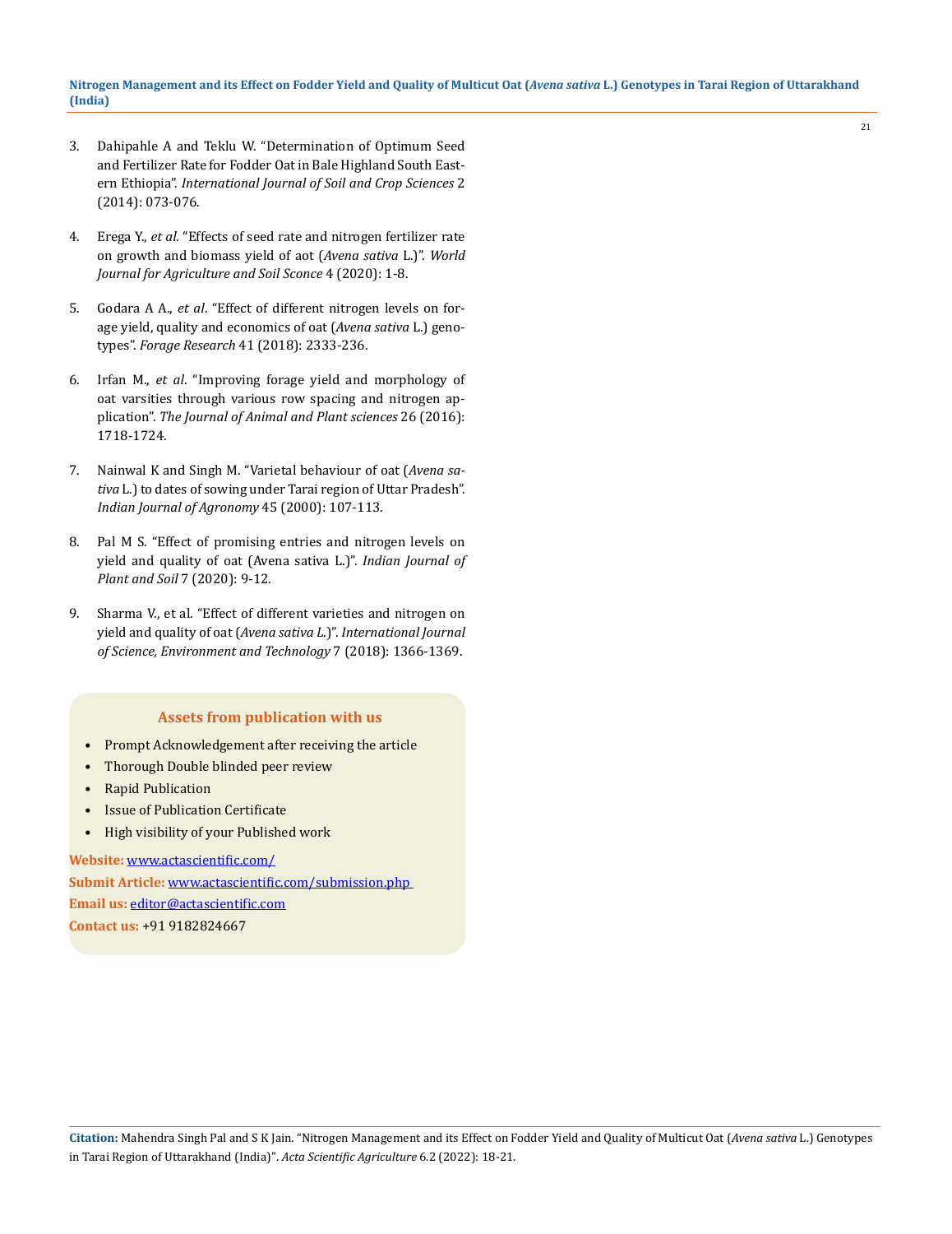3. Dahipahle A and Teklu W. "Determination of Optimum Seed and Fertilizer Rate for Fodder Oat in Bale Highland South Eastern Ethiopia". *International Journal of Soil and Crop Sciences* 2 (2014): 073-076.

4. Erega Y., *et al*. "Effects of seed rate and nitrogen fertilizer rate on growth and biomass yield of aot (*Avena sativa* L.)". *World Journal for Agriculture and Soil Sconce* 4 (2020): 1-8.

5. Godara A A., *et al*. "Effect of different nitrogen levels on forage yield, quality and economics of oat (*Avena sativa* L.) genotypes". *Forage Research* 41 (2018): 2333-236.

6. Irfan M., *et al*. "Improving forage yield and morphology of oat varsities through various row spacing and nitrogen application". *The Journal of Animal and Plant sciences* 26 (2016): 1718-1724.

7. Nainwal K and Singh M. "Varietal behaviour of oat (*Avena sativa* L.) to dates of sowing under Tarai region of Uttar Pradesh". *Indian Journal of Agronomy* 45 (2000): 107-113.

8. Pal M S. "Effect of promising entries and nitrogen levels on yield and quality of oat (Avena sativa L.)". *Indian Journal of Plant and Soil* 7 (2020): 9-12.

9. Sharma V., et al. "Effect of different varieties and nitrogen on yield and quality of oat (*Avena sativa L.*)". *International Journal of Science, Environment and Technology* 7 (2018): 1366-1369.

**Assets from publication with us**

- Prompt Acknowledgement after receiving the article
- Thorough Double blinded peer review
- Rapid Publication
- Issue of Publication Certificate
- High visibility of your Published work

**Website:** www.actascientific.com/
**Submit Article:** www.actascientific.com/submission.php
**Email us:** editor@actascientific.com
**Contact us:** +91 9182824667